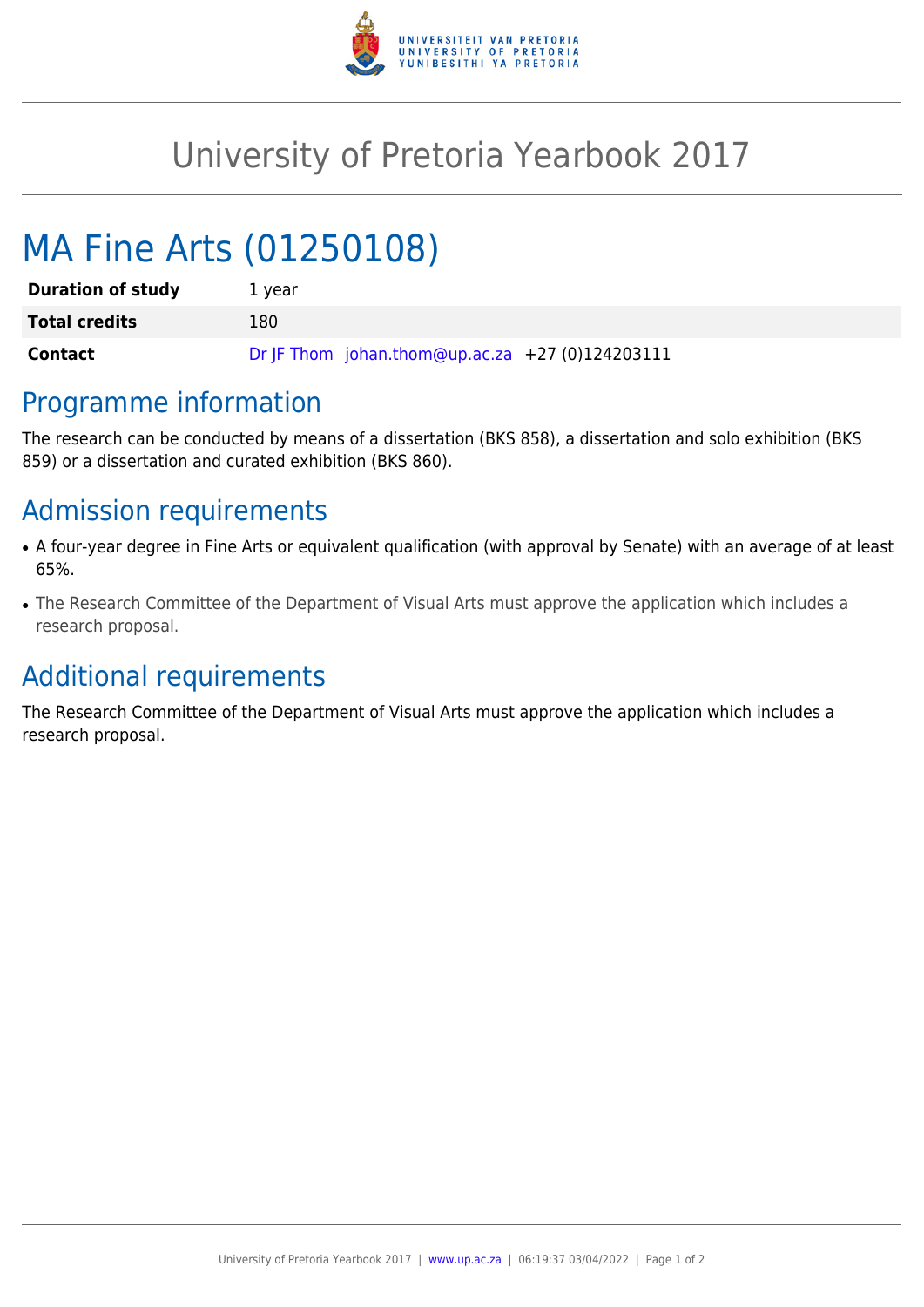# University of Pretoria Yearbook 2017

# MA Fine Arts (01250108)

| | |
|---|---|
| **Duration of study** | 1 year |
| **Total credits** | 180 |
| **Contact** | Dr JF Thom johan.thom@up.ac.za +27 (0)124203111 |

## Programme information

The research can be conducted by means of a dissertation (BKS 858), a dissertation and solo exhibition (BKS 859) or a dissertation and curated exhibition (BKS 860).

## Admission requirements

- A four-year degree in Fine Arts or equivalent qualification (with approval by Senate) with an average of at least 65%.
- The Research Committee of the Department of Visual Arts must approve the application which includes a research proposal.

## Additional requirements

The Research Committee of the Department of Visual Arts must approve the application which includes a research proposal.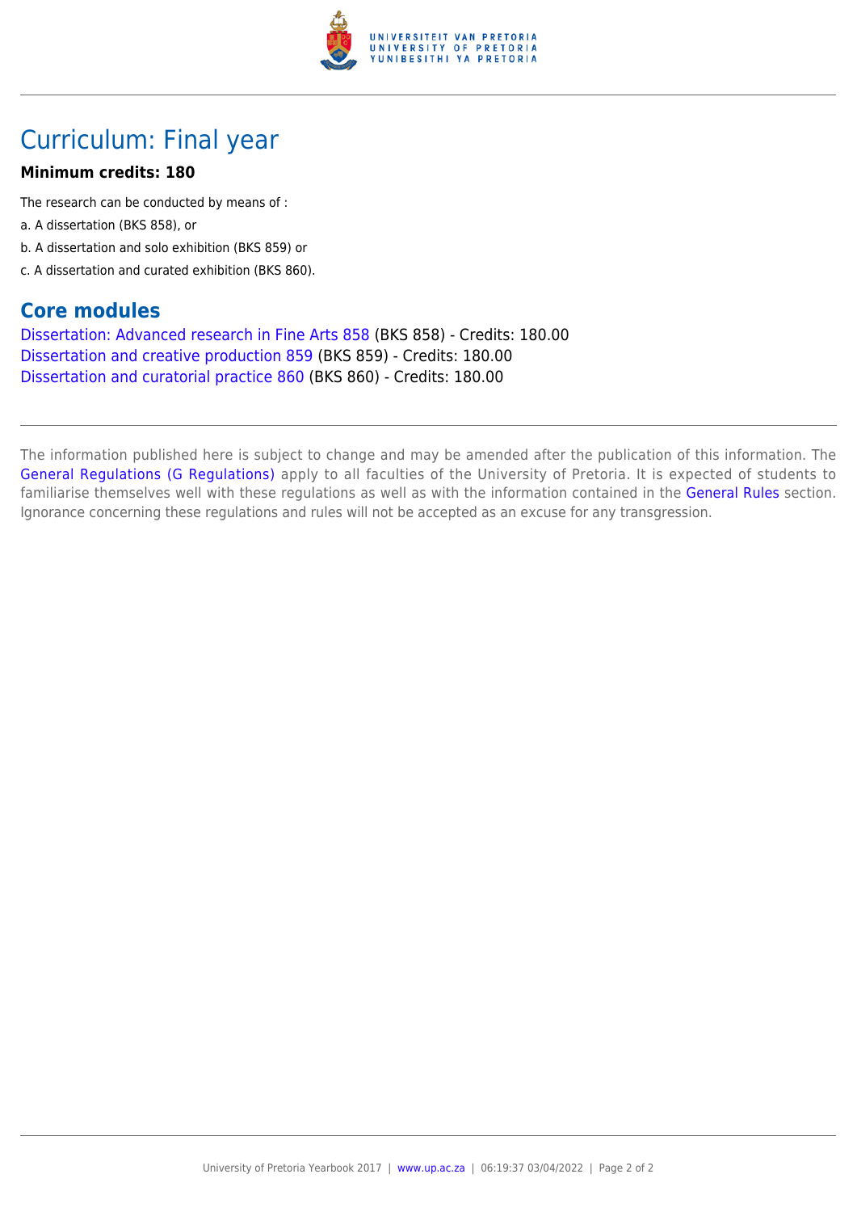# Curriculum: Final year

**Minimum credits: 180**

The research can be conducted by means of :

a. A dissertation (BKS 858), or

b. A dissertation and solo exhibition (BKS 859) or

c. A dissertation and curated exhibition (BKS 860).

## Core modules

Dissertation: Advanced research in Fine Arts 858 (BKS 858) - Credits: 180.00
Dissertation and creative production 859 (BKS 859) - Credits: 180.00
Dissertation and curatorial practice 860 (BKS 860) - Credits: 180.00

---

The information published here is subject to change and may be amended after the publication of this information. The General Regulations (G Regulations) apply to all faculties of the University of Pretoria. It is expected of students to familiarise themselves well with these regulations as well as with the information contained in the General Rules section. Ignorance concerning these regulations and rules will not be accepted as an excuse for any transgression.